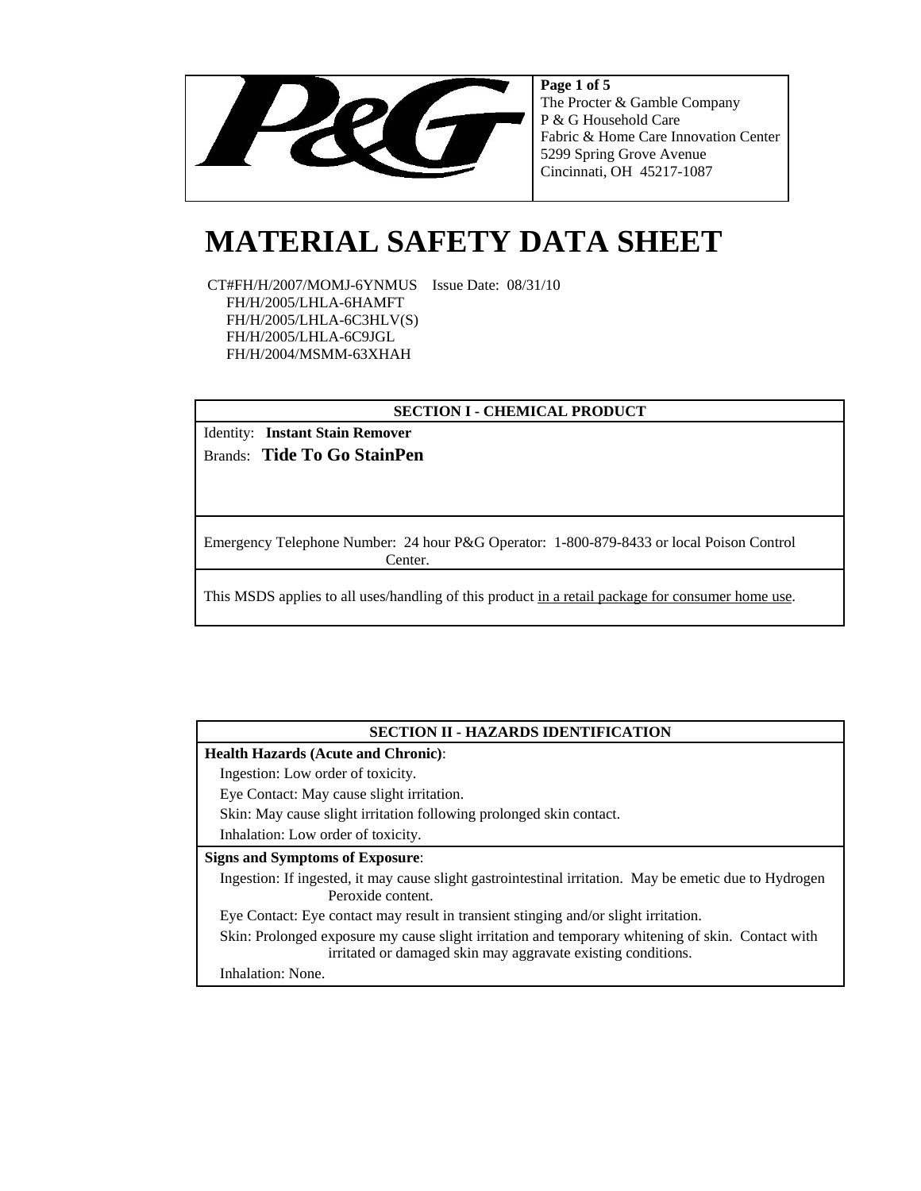The Procter & Gamble Company
P & G Household Care
Fabric & Home Care Innovation Center
5299 Spring Grove Avenue
Cincinnati, OH 45217-1087

# MATERIAL SAFETY DATA SHEET

CT#FH/H/2007/MOMJ-6YNMUS Issue Date: 08/31/10
FH/H/2005/LHLA-6HAMFT
FH/H/2005/LHLA-6C3HLV(S)
FH/H/2005/LHLA-6C9JGL
FH/H/2004/MSMM-63XHAH

## SECTION I - CHEMICAL PRODUCT

Identity: **Instant Stain Remover**

Brands: **Tide To Go StainPen**

Emergency Telephone Number: 24 hour P&G Operator: 1-800-879-8433 or local Poison Control Center.

This MSDS applies to all uses/handling of this product in a retail package for consumer home use.

## SECTION II - HAZARDS IDENTIFICATION

**Health Hazards (Acute and Chronic)**:

Ingestion: Low order of toxicity.

Eye Contact: May cause slight irritation.

Skin: May cause slight irritation following prolonged skin contact.

Inhalation: Low order of toxicity.

**Signs and Symptoms of Exposure**:

Ingestion: If ingested, it may cause slight gastrointestinal irritation. May be emetic due to Hydrogen Peroxide content.

Eye Contact: Eye contact may result in transient stinging and/or slight irritation.

Skin: Prolonged exposure my cause slight irritation and temporary whitening of skin. Contact with irritated or damaged skin may aggravate existing conditions.

Inhalation: None.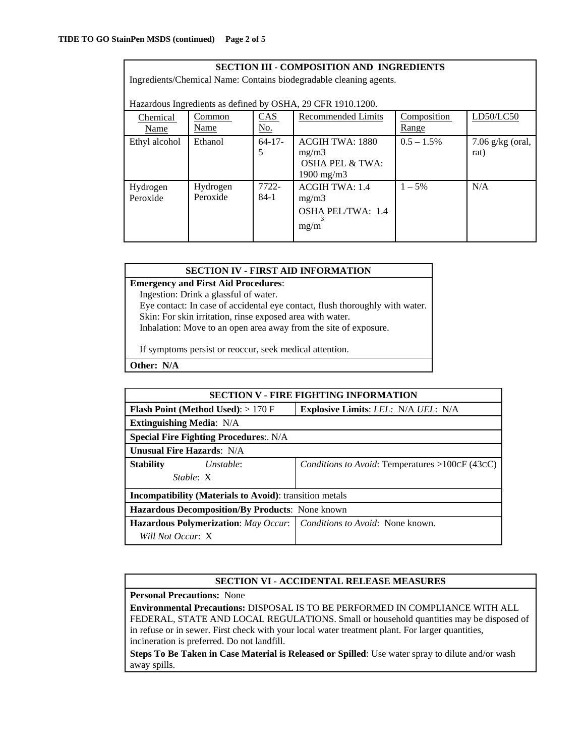## SECTION III - COMPOSITION AND INGREDIENTS

Ingredients/Chemical Name: Contains biodegradable cleaning agents.

Hazardous Ingredients as defined by OSHA, 29 CFR 1910.1200.

| Chemical Name | Common Name | CAS No. | Recommended Limits | Composition Range | LD50/LC50 |
|---|---|---|---|---|---|
| Ethyl alcohol | Ethanol | 64-17-5 | ACGIH TWA: 1880 mg/m3 OSHA PEL & TWA: 1900 mg/m3 | 0.5 – 1.5% | 7.06 g/kg (oral, rat) |
| Hydrogen Peroxide | Hydrogen Peroxide | 7722-84-1 | ACGIH TWA: 1.4 mg/m3 OSHA PEL/TWA: 1.4 $mg/m^3$ | 1 – 5% | N/A |

## SECTION IV - FIRST AID INFORMATION

**Emergency and First Aid Procedures**:

Ingestion: Drink a glassful of water.
Eye contact: In case of accidental eye contact, flush thoroughly with water.
Skin: For skin irritation, rinse exposed area with water.
Inhalation: Move to an open area away from the site of exposure.

If symptoms persist or reoccur, seek medical attention.

**Other:** N/A

## SECTION V - FIRE FIGHTING INFORMATION

| | |
|---|---|
| **Flash Point (Method Used)**: > 170 F | **Explosive Limits**: *LEL*: N/A *UEL*: N/A |
| **Extinguishing Media**: N/A | |
| **Special Fire Fighting Procedures**:. N/A | |
| **Unusual Fire Hazards**: N/A | |
| **Stability** *Unstable*: *Stable*: X | *Conditions to Avoid*: Temperatures >100CF (43CC) |
| **Incompatibility (Materials to Avoid)**: transition metals | |
| **Hazardous Decomposition/By Products**: None known | |
| **Hazardous Polymerization**: *May Occur*: *Will Not Occur*: X | *Conditions to Avoid*: None known. |

## SECTION VI - ACCIDENTAL RELEASE MEASURES

**Personal Precautions:** None

**Environmental Precautions:** DISPOSAL IS TO BE PERFORMED IN COMPLIANCE WITH ALL FEDERAL, STATE AND LOCAL REGULATIONS. Small or household quantities may be disposed of in refuse or in sewer. First check with your local water treatment plant. For larger quantities, incineration is preferred. Do not landfill.

**Steps To Be Taken in Case Material is Released or Spilled**: Use water spray to dilute and/or wash away spills.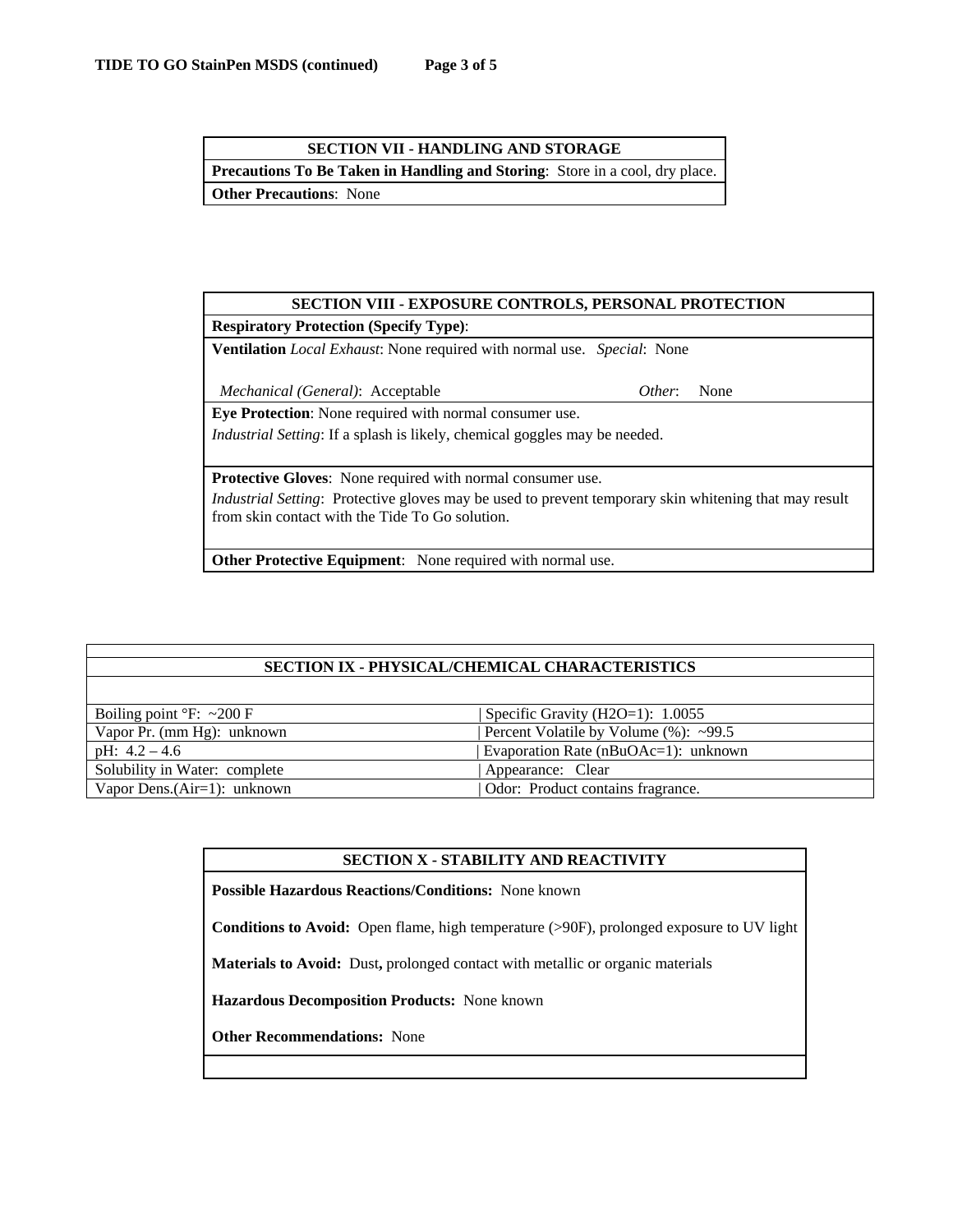## SECTION VII - HANDLING AND STORAGE

**Precautions To Be Taken in Handling and Storing**: Store in a cool, dry place.

**Other Precautions**: None

## SECTION VIII - EXPOSURE CONTROLS, PERSONAL PROTECTION

**Respiratory Protection (Specify Type)**:

**Ventilation** *Local Exhaust*: None required with normal use. *Special*: None

*Mechanical (General)*: Acceptable *Other*: None

**Eye Protection**: None required with normal consumer use.

*Industrial Setting*: If a splash is likely, chemical goggles may be needed.

**Protective Gloves**: None required with normal consumer use.

*Industrial Setting*: Protective gloves may be used to prevent temporary skin whitening that may result from skin contact with the Tide To Go solution.

**Other Protective Equipment**: None required with normal use.

## SECTION IX - PHYSICAL/CHEMICAL CHARACTERISTICS

| | |
|---|---|
| Boiling point °F: ~200 F | Specific Gravity ($H_2O$=1): 1.0055 |
| Vapor Pr. (mm Hg): unknown | Percent Volatile by Volume (%): ~99.5 |
| pH: 4.2 – 4.6 | Evaporation Rate (nBuOAc=1): unknown |
| Solubility in Water: complete | Appearance: Clear |
| Vapor Dens.(Air=1): unknown | Odor: Product contains fragrance. |

## SECTION X - STABILITY AND REACTIVITY

**Possible Hazardous Reactions/Conditions:** None known

**Conditions to Avoid:** Open flame, high temperature (>90F), prolonged exposure to UV light

**Materials to Avoid:** Dust**,** prolonged contact with metallic or organic materials

**Hazardous Decomposition Products:** None known

**Other Recommendations:** None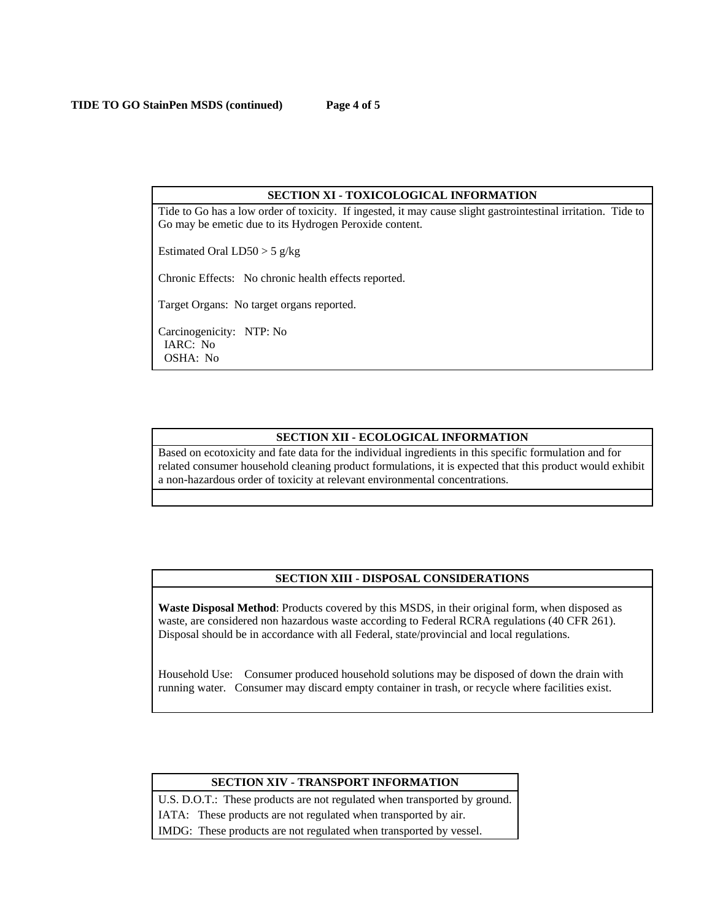## SECTION XI - TOXICOLOGICAL INFORMATION

Tide to Go has a low order of toxicity. If ingested, it may cause slight gastrointestinal irritation. Tide to Go may be emetic due to its Hydrogen Peroxide content.

Estimated Oral LD50 > 5 g/kg

Chronic Effects: No chronic health effects reported.

Target Organs: No target organs reported.

Carcinogenicity: NTP: No
IARC: No
OSHA: No

## SECTION XII - ECOLOGICAL INFORMATION

Based on ecotoxicity and fate data for the individual ingredients in this specific formulation and for related consumer household cleaning product formulations, it is expected that this product would exhibit a non-hazardous order of toxicity at relevant environmental concentrations.

## SECTION XIII - DISPOSAL CONSIDERATIONS

**Waste Disposal Method**: Products covered by this MSDS, in their original form, when disposed as waste, are considered non hazardous waste according to Federal RCRA regulations (40 CFR 261). Disposal should be in accordance with all Federal, state/provincial and local regulations.

Household Use: Consumer produced household solutions may be disposed of down the drain with running water. Consumer may discard empty container in trash, or recycle where facilities exist.

## SECTION XIV - TRANSPORT INFORMATION

U.S. D.O.T.: These products are not regulated when transported by ground.

IATA: These products are not regulated when transported by air.

IMDG: These products are not regulated when transported by vessel.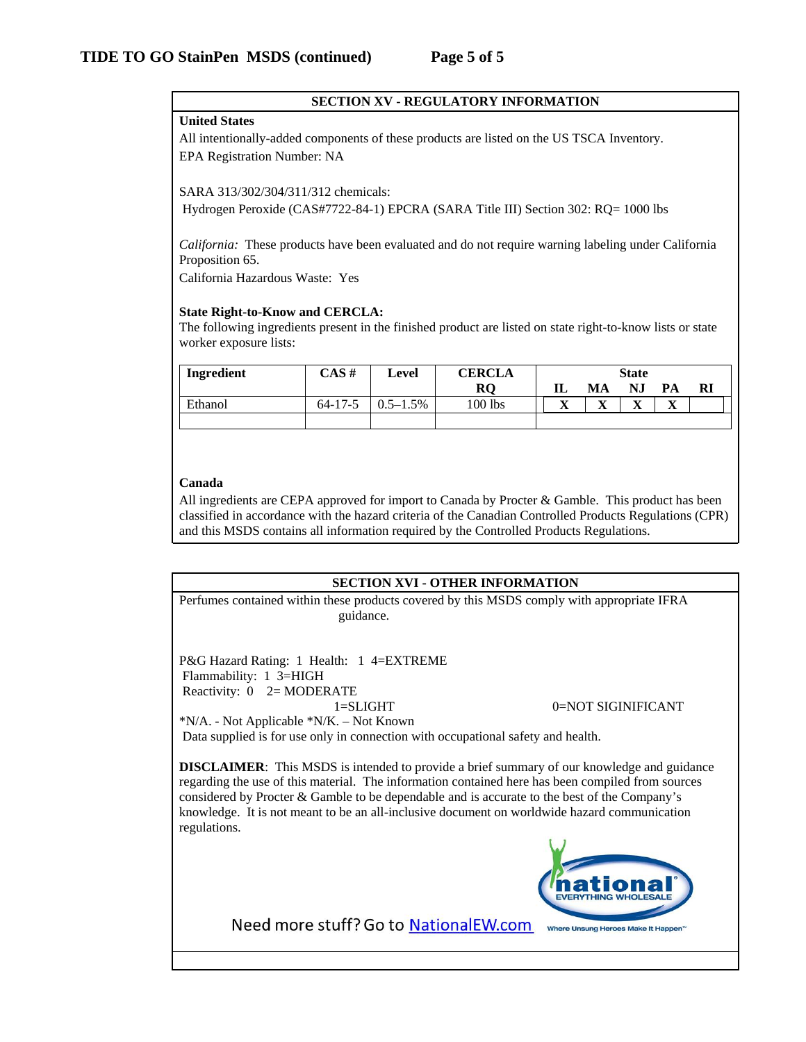## SECTION XV - REGULATORY INFORMATION

**United States**

All intentionally-added components of these products are listed on the US TSCA Inventory.

EPA Registration Number: NA

SARA 313/302/304/311/312 chemicals:

Hydrogen Peroxide (CAS#7722-84-1) EPCRA (SARA Title III) Section 302: RQ= 1000 lbs

*California:* These products have been evaluated and do not require warning labeling under California Proposition 65.

California Hazardous Waste: Yes

**State Right-to-Know and CERCLA:**

The following ingredients present in the finished product are listed on state right-to-know lists or state worker exposure lists:

| Ingredient | CAS # | Level | CERCLA RQ | State | | | | |
|---|---|---|---|---|---|---|---|---|
| | | | | IL | MA | NJ | PA | RI |
| Ethanol | 64-17-5 | 0.5–1.5% | 100 lbs | X | X | X | X | |
| | | | | | | | | |

**Canada**

All ingredients are CEPA approved for import to Canada by Procter & Gamble. This product has been classified in accordance with the hazard criteria of the Canadian Controlled Products Regulations (CPR) and this MSDS contains all information required by the Controlled Products Regulations.

## SECTION XVI - OTHER INFORMATION

Perfumes contained within these products covered by this MSDS comply with appropriate IFRA guidance.

P&G Hazard Rating: 1 Health: 1 4=EXTREME
Flammability: 1 3=HIGH
Reactivity: 0 2= MODERATE
1=SLIGHT 0=NOT SIGINIFICANT

*N/A. - Not Applicable *N/K. – Not Known

Data supplied is for use only in connection with occupational safety and health.

**DISCLAIMER**: This MSDS is intended to provide a brief summary of our knowledge and guidance regarding the use of this material. The information contained here has been compiled from sources considered by Procter & Gamble to be dependable and is accurate to the best of the Company's knowledge. It is not meant to be an all-inclusive document on worldwide hazard communication regulations.

national® EVERYTHING WHOLESALE

Need more stuff? Go to NationalEW.com

Where Unsung Heroes Make It Happen™